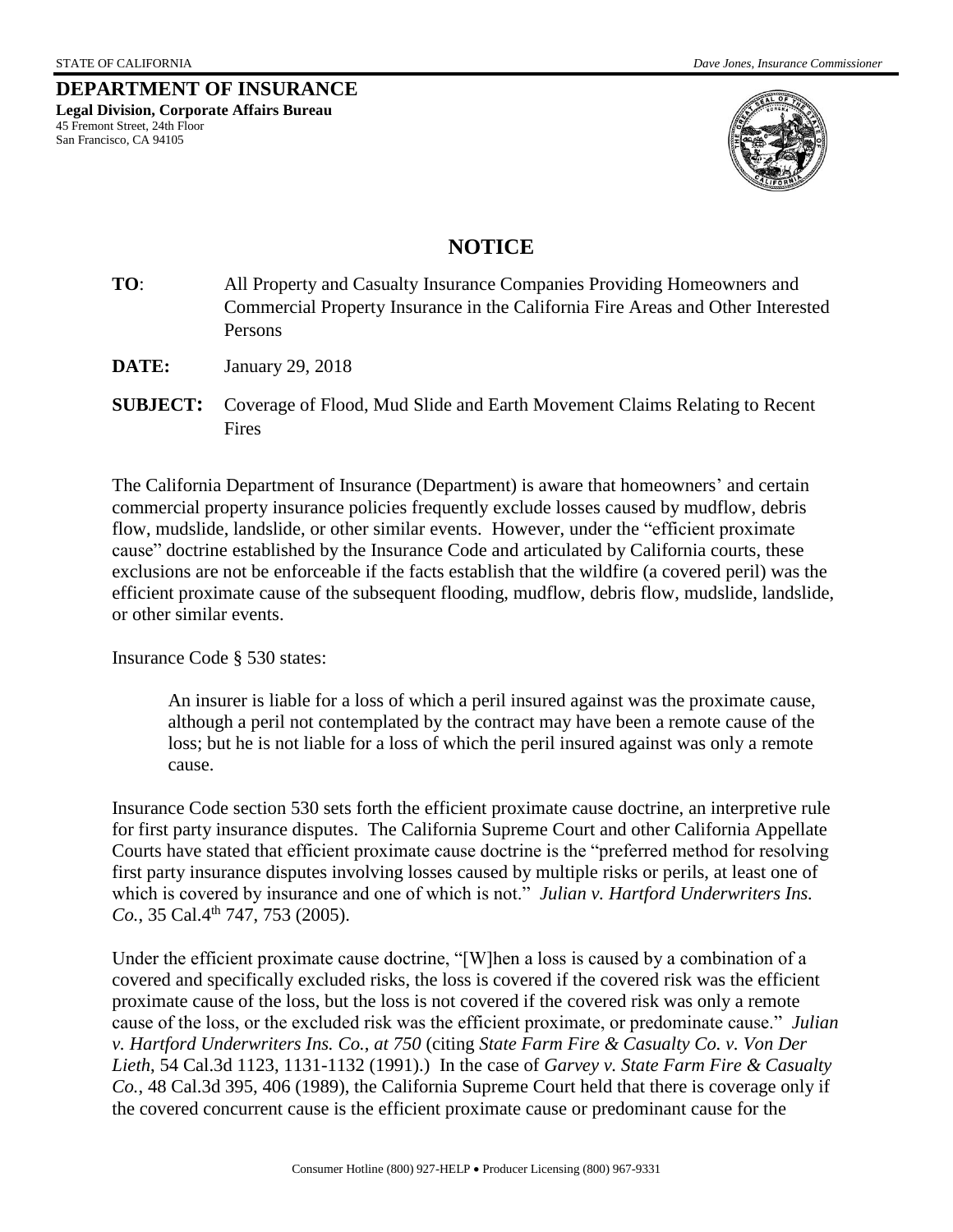STATE OF CALIFORNIA *Dave Jones, Insurance Commissioner*

**DEPARTMENT OF INSURANCE**
**Legal Division, Corporate Affairs Bureau**
45 Fremont Street, 24th Floor
San Francisco, CA 94105

## NOTICE

**TO**: All Property and Casualty Insurance Companies Providing Homeowners and Commercial Property Insurance in the California Fire Areas and Other Interested Persons

**DATE:** January 29, 2018

**SUBJECT:** Coverage of Flood, Mud Slide and Earth Movement Claims Relating to Recent Fires

The California Department of Insurance (Department) is aware that homeowners' and certain commercial property insurance policies frequently exclude losses caused by mudflow, debris flow, mudslide, landslide, or other similar events. However, under the "efficient proximate cause" doctrine established by the Insurance Code and articulated by California courts, these exclusions are not be enforceable if the facts establish that the wildfire (a covered peril) was the efficient proximate cause of the subsequent flooding, mudflow, debris flow, mudslide, landslide, or other similar events.

Insurance Code § 530 states:

> An insurer is liable for a loss of which a peril insured against was the proximate cause, although a peril not contemplated by the contract may have been a remote cause of the loss; but he is not liable for a loss of which the peril insured against was only a remote cause.

Insurance Code section 530 sets forth the efficient proximate cause doctrine, an interpretive rule for first party insurance disputes. The California Supreme Court and other California Appellate Courts have stated that efficient proximate cause doctrine is the "preferred method for resolving first party insurance disputes involving losses caused by multiple risks or perils, at least one of which is covered by insurance and one of which is not." *Julian v. Hartford Underwriters Ins. Co.*, 35 Cal.4th 747, 753 (2005).

Under the efficient proximate cause doctrine, "[W]hen a loss is caused by a combination of a covered and specifically excluded risks, the loss is covered if the covered risk was the efficient proximate cause of the loss, but the loss is not covered if the covered risk was only a remote cause of the loss, or the excluded risk was the efficient proximate, or predominate cause." *Julian v. Hartford Underwriters Ins. Co., at 750* (citing *State Farm Fire & Casualty Co. v. Von Der Lieth*, 54 Cal.3d 1123, 1131-1132 (1991).) In the case of *Garvey v. State Farm Fire & Casualty Co.*, 48 Cal.3d 395, 406 (1989), the California Supreme Court held that there is coverage only if the covered concurrent cause is the efficient proximate cause or predominant cause for the

Consumer Hotline (800) 927-HELP • Producer Licensing (800) 967-9331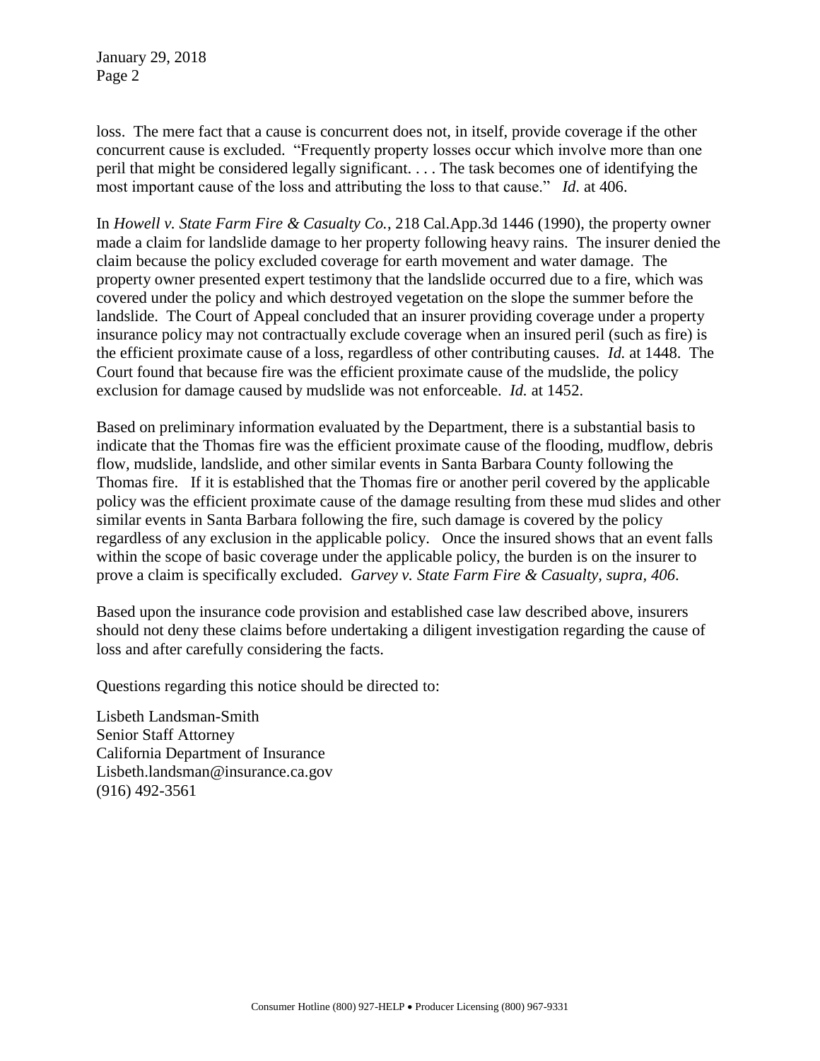loss. The mere fact that a cause is concurrent does not, in itself, provide coverage if the other concurrent cause is excluded. "Frequently property losses occur which involve more than one peril that might be considered legally significant. . . . The task becomes one of identifying the most important cause of the loss and attributing the loss to that cause." *Id.* at 406.

In *Howell v. State Farm Fire & Casualty Co.*, 218 Cal.App.3d 1446 (1990), the property owner made a claim for landslide damage to her property following heavy rains. The insurer denied the claim because the policy excluded coverage for earth movement and water damage. The property owner presented expert testimony that the landslide occurred due to a fire, which was covered under the policy and which destroyed vegetation on the slope the summer before the landslide. The Court of Appeal concluded that an insurer providing coverage under a property insurance policy may not contractually exclude coverage when an insured peril (such as fire) is the efficient proximate cause of a loss, regardless of other contributing causes. *Id.* at 1448. The Court found that because fire was the efficient proximate cause of the mudslide, the policy exclusion for damage caused by mudslide was not enforceable. *Id.* at 1452.

Based on preliminary information evaluated by the Department, there is a substantial basis to indicate that the Thomas fire was the efficient proximate cause of the flooding, mudflow, debris flow, mudslide, landslide, and other similar events in Santa Barbara County following the Thomas fire. If it is established that the Thomas fire or another peril covered by the applicable policy was the efficient proximate cause of the damage resulting from these mud slides and other similar events in Santa Barbara following the fire, such damage is covered by the policy regardless of any exclusion in the applicable policy. Once the insured shows that an event falls within the scope of basic coverage under the applicable policy, the burden is on the insurer to prove a claim is specifically excluded. *Garvey v. State Farm Fire & Casualty, supra, 406*.

Based upon the insurance code provision and established case law described above, insurers should not deny these claims before undertaking a diligent investigation regarding the cause of loss and after carefully considering the facts.

Questions regarding this notice should be directed to:

Lisbeth Landsman-Smith
Senior Staff Attorney
California Department of Insurance
Lisbeth.landsman@insurance.ca.gov
(916) 492-3561